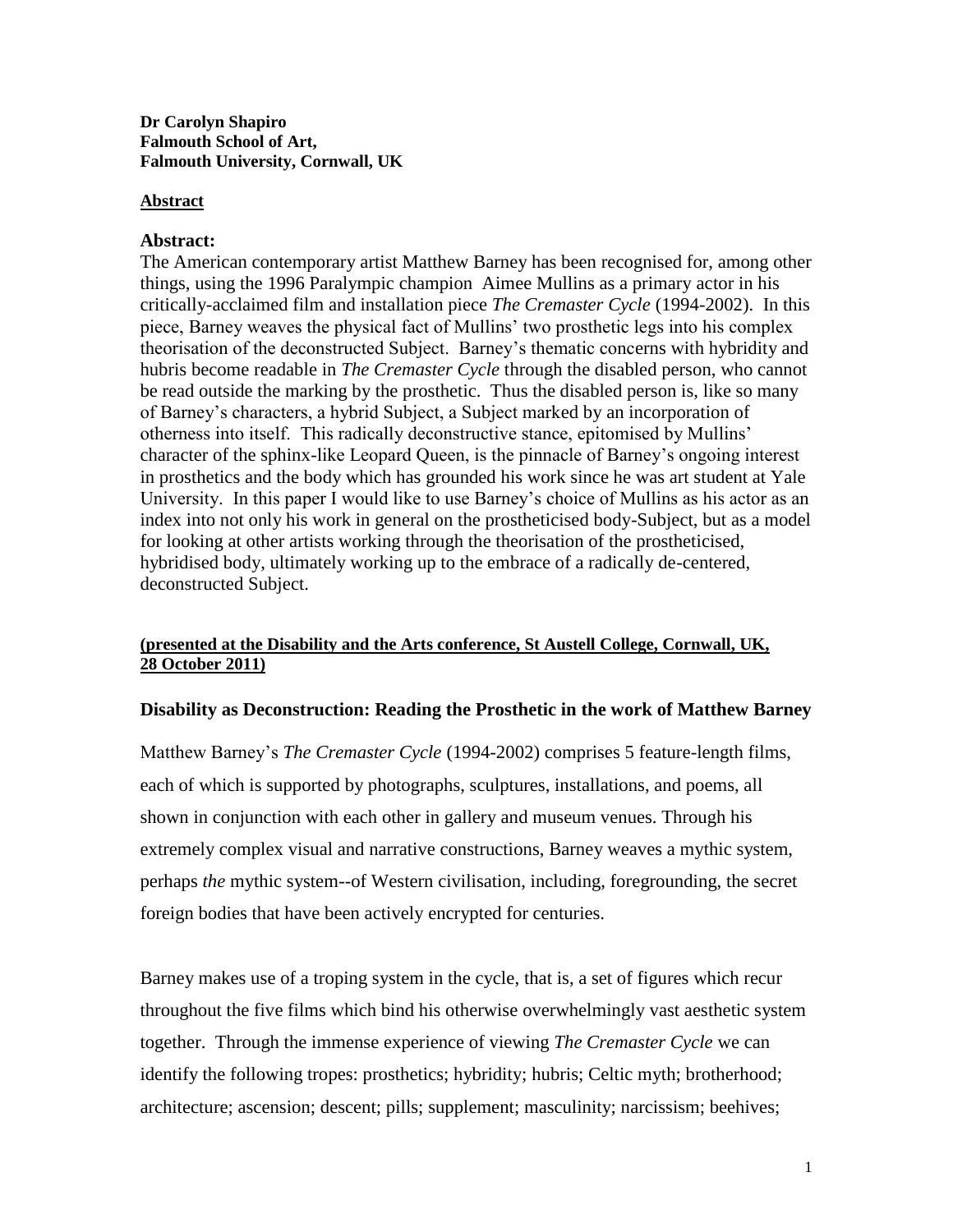**Dr Carolyn Shapiro**
**Falmouth School of Art,**
**Falmouth University, Cornwall, UK**

**Abstract**

**Abstract:**
The American contemporary artist Matthew Barney has been recognised for, among other things, using the 1996 Paralympic champion Aimee Mullins as a primary actor in his critically-acclaimed film and installation piece *The Cremaster Cycle* (1994-2002). In this piece, Barney weaves the physical fact of Mullins' two prosthetic legs into his complex theorisation of the deconstructed Subject. Barney's thematic concerns with hybridity and hubris become readable in *The Cremaster Cycle* through the disabled person, who cannot be read outside the marking by the prosthetic. Thus the disabled person is, like so many of Barney's characters, a hybrid Subject, a Subject marked by an incorporation of otherness into itself. This radically deconstructive stance, epitomised by Mullins' character of the sphinx-like Leopard Queen, is the pinnacle of Barney's ongoing interest in prosthetics and the body which has grounded his work since he was art student at Yale University. In this paper I would like to use Barney's choice of Mullins as his actor as an index into not only his work in general on the prostheticised body-Subject, but as a model for looking at other artists working through the theorisation of the prostheticised, hybridised body, ultimately working up to the embrace of a radically de-centered, deconstructed Subject.

**(presented at the Disability and the Arts conference, St Austell College, Cornwall, UK, 28 October 2011)**

## Disability as Deconstruction: Reading the Prosthetic in the work of Matthew Barney

Matthew Barney's *The Cremaster Cycle* (1994-2002) comprises 5 feature-length films, each of which is supported by photographs, sculptures, installations, and poems, all shown in conjunction with each other in gallery and museum venues. Through his extremely complex visual and narrative constructions, Barney weaves a mythic system, perhaps *the* mythic system--of Western civilisation, including, foregrounding, the secret foreign bodies that have been actively encrypted for centuries.

Barney makes use of a troping system in the cycle, that is, a set of figures which recur throughout the five films which bind his otherwise overwhelmingly vast aesthetic system together. Through the immense experience of viewing *The Cremaster Cycle* we can identify the following tropes: prosthetics; hybridity; hubris; Celtic myth; brotherhood; architecture; ascension; descent; pills; supplement; masculinity; narcissism; beehives;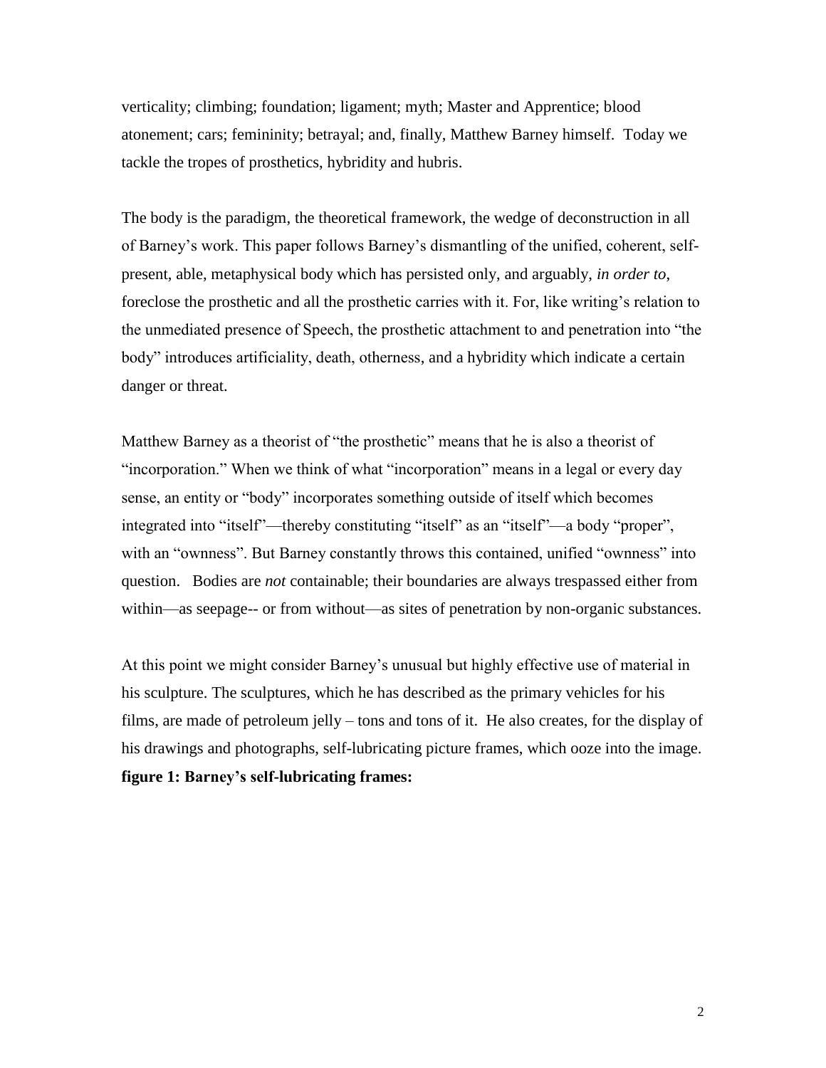verticality; climbing; foundation; ligament; myth; Master and Apprentice; blood atonement; cars; femininity; betrayal; and, finally, Matthew Barney himself. Today we tackle the tropes of prosthetics, hybridity and hubris.

The body is the paradigm, the theoretical framework, the wedge of deconstruction in all of Barney's work. This paper follows Barney's dismantling of the unified, coherent, self-present, able, metaphysical body which has persisted only, and arguably, *in order to*, foreclose the prosthetic and all the prosthetic carries with it. For, like writing's relation to the unmediated presence of Speech, the prosthetic attachment to and penetration into "the body" introduces artificiality, death, otherness, and a hybridity which indicate a certain danger or threat.

Matthew Barney as a theorist of "the prosthetic" means that he is also a theorist of "incorporation." When we think of what "incorporation" means in a legal or every day sense, an entity or "body" incorporates something outside of itself which becomes integrated into "itself"—thereby constituting "itself" as an "itself"—a body "proper", with an "ownness". But Barney constantly throws this contained, unified "ownness" into question. Bodies are *not* containable; their boundaries are always trespassed either from within—as seepage-- or from without—as sites of penetration by non-organic substances.

At this point we might consider Barney's unusual but highly effective use of material in his sculpture. The sculptures, which he has described as the primary vehicles for his films, are made of petroleum jelly – tons and tons of it. He also creates, for the display of his drawings and photographs, self-lubricating picture frames, which ooze into the image.

**figure 1: Barney's self-lubricating frames:**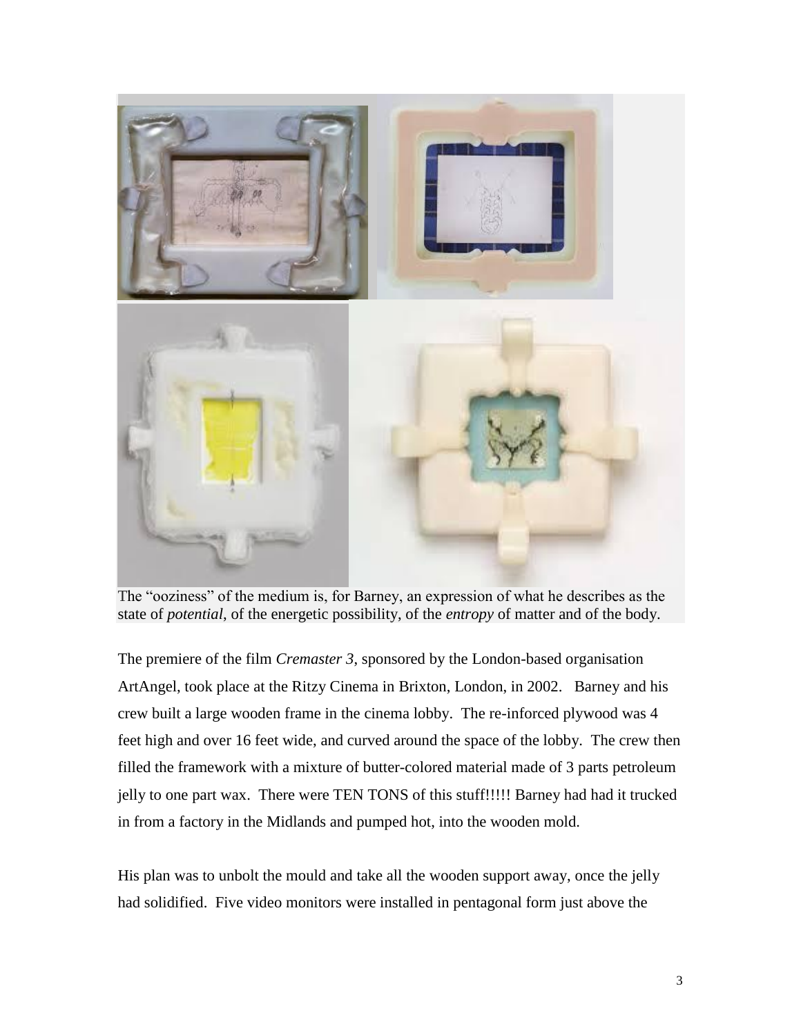The "ooziness" of the medium is, for Barney, an expression of what he describes as the state of *potential*, of the energetic possibility, of the *entropy* of matter and of the body.

The premiere of the film *Cremaster 3*, sponsored by the London-based organisation ArtAngel, took place at the Ritzy Cinema in Brixton, London, in 2002. Barney and his crew built a large wooden frame in the cinema lobby. The re-inforced plywood was 4 feet high and over 16 feet wide, and curved around the space of the lobby. The crew then filled the framework with a mixture of butter-colored material made of 3 parts petroleum jelly to one part wax. There were TEN TONS of this stuff!!!!! Barney had had it trucked in from a factory in the Midlands and pumped hot, into the wooden mold.

His plan was to unbolt the mould and take all the wooden support away, once the jelly had solidified. Five video monitors were installed in pentagonal form just above the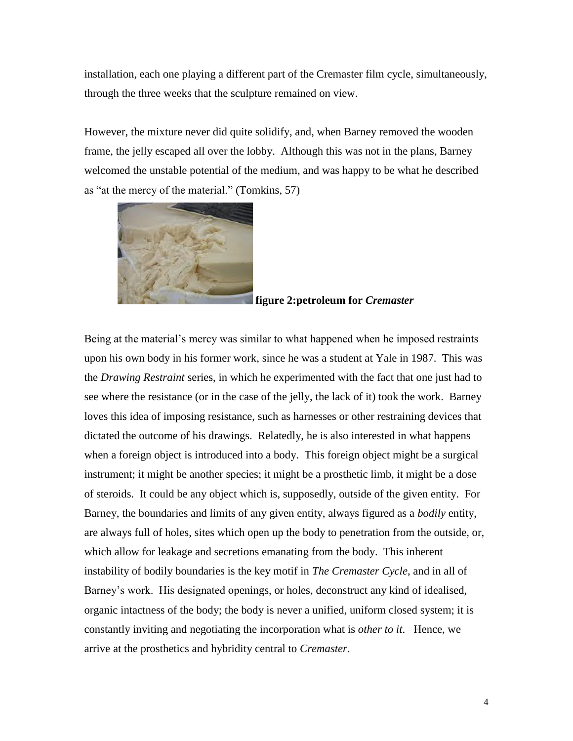installation, each one playing a different part of the Cremaster film cycle, simultaneously, through the three weeks that the sculpture remained on view.

However, the mixture never did quite solidify, and, when Barney removed the wooden frame, the jelly escaped all over the lobby. Although this was not in the plans, Barney welcomed the unstable potential of the medium, and was happy to be what he described as "at the mercy of the material." (Tomkins, 57)

**figure 2:petroleum for *Cremaster***

Being at the material's mercy was similar to what happened when he imposed restraints upon his own body in his former work, since he was a student at Yale in 1987. This was the *Drawing Restraint* series, in which he experimented with the fact that one just had to see where the resistance (or in the case of the jelly, the lack of it) took the work. Barney loves this idea of imposing resistance, such as harnesses or other restraining devices that dictated the outcome of his drawings. Relatedly, he is also interested in what happens when a foreign object is introduced into a body. This foreign object might be a surgical instrument; it might be another species; it might be a prosthetic limb, it might be a dose of steroids. It could be any object which is, supposedly, outside of the given entity. For Barney, the boundaries and limits of any given entity, always figured as a *bodily* entity, are always full of holes, sites which open up the body to penetration from the outside, or, which allow for leakage and secretions emanating from the body. This inherent instability of bodily boundaries is the key motif in *The Cremaster Cycle*, and in all of Barney's work. His designated openings, or holes, deconstruct any kind of idealised, organic intactness of the body; the body is never a unified, uniform closed system; it is constantly inviting and negotiating the incorporation what is *other to it.* Hence, we arrive at the prosthetics and hybridity central to *Cremaster*.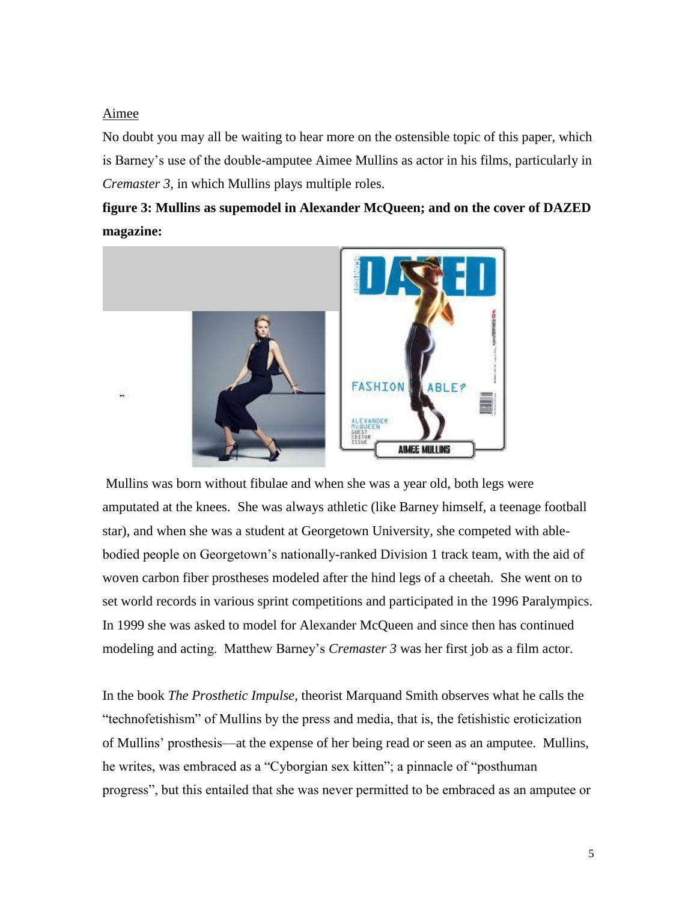Aimee

No doubt you may all be waiting to hear more on the ostensible topic of this paper, which is Barney's use of the double-amputee Aimee Mullins as actor in his films, particularly in *Cremaster 3*, in which Mullins plays multiple roles.

**figure 3: Mullins as supemodel in Alexander McQueen; and on the cover of DAZED magazine:**

Mullins was born without fibulae and when she was a year old, both legs were amputated at the knees. She was always athletic (like Barney himself, a teenage football star), and when she was a student at Georgetown University, she competed with able-bodied people on Georgetown's nationally-ranked Division 1 track team, with the aid of woven carbon fiber prostheses modeled after the hind legs of a cheetah. She went on to set world records in various sprint competitions and participated in the 1996 Paralympics. In 1999 she was asked to model for Alexander McQueen and since then has continued modeling and acting. Matthew Barney's *Cremaster 3* was her first job as a film actor.

In the book *The Prosthetic Impulse*, theorist Marquand Smith observes what he calls the "technofetishism" of Mullins by the press and media, that is, the fetishistic eroticization of Mullins' prosthesis—at the expense of her being read or seen as an amputee. Mullins, he writes, was embraced as a "Cyborgian sex kitten"; a pinnacle of "posthuman progress", but this entailed that she was never permitted to be embraced as an amputee or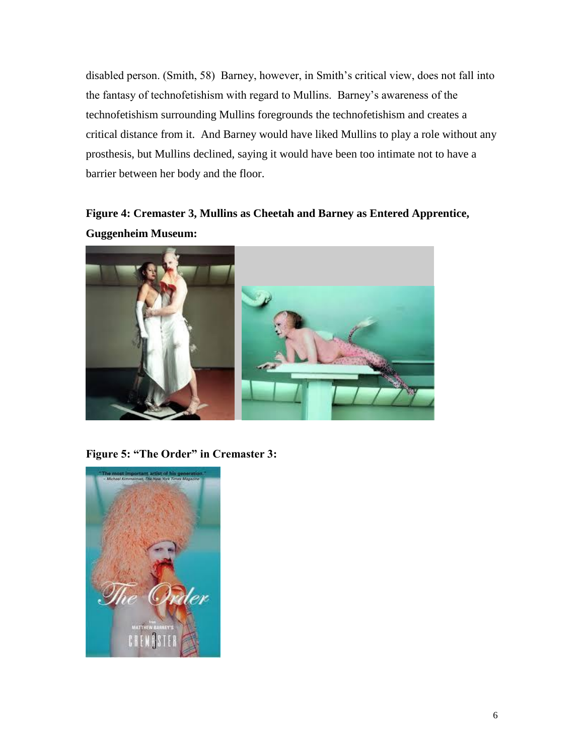disabled person. (Smith, 58) Barney, however, in Smith's critical view, does not fall into the fantasy of technofetishism with regard to Mullins. Barney's awareness of the technofetishism surrounding Mullins foregrounds the technofetishism and creates a critical distance from it. And Barney would have liked Mullins to play a role without any prosthesis, but Mullins declined, saying it would have been too intimate not to have a barrier between her body and the floor.

**Figure 4: Cremaster 3, Mullins as Cheetah and Barney as Entered Apprentice, Guggenheim Museum:**

**Figure 5: "The Order" in Cremaster 3:**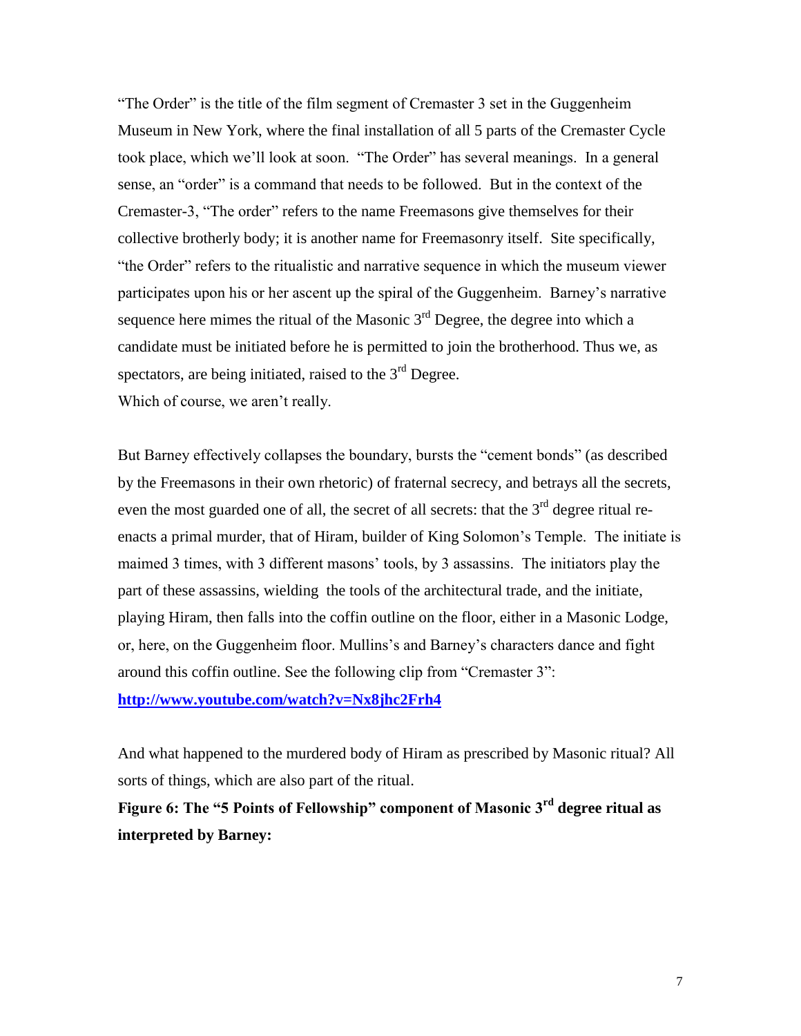"The Order" is the title of the film segment of Cremaster 3 set in the Guggenheim Museum in New York, where the final installation of all 5 parts of the Cremaster Cycle took place, which we'll look at soon. "The Order" has several meanings. In a general sense, an "order" is a command that needs to be followed. But in the context of the Cremaster-3, "The order" refers to the name Freemasons give themselves for their collective brotherly body; it is another name for Freemasonry itself. Site specifically, "the Order" refers to the ritualistic and narrative sequence in which the museum viewer participates upon his or her ascent up the spiral of the Guggenheim. Barney's narrative sequence here mimes the ritual of the Masonic 3rd Degree, the degree into which a candidate must be initiated before he is permitted to join the brotherhood. Thus we, as spectators, are being initiated, raised to the 3rd Degree.
Which of course, we aren't really.

But Barney effectively collapses the boundary, bursts the "cement bonds" (as described by the Freemasons in their own rhetoric) of fraternal secrecy, and betrays all the secrets, even the most guarded one of all, the secret of all secrets: that the 3rd degree ritual re-enacts a primal murder, that of Hiram, builder of King Solomon's Temple. The initiate is maimed 3 times, with 3 different masons' tools, by 3 assassins. The initiators play the part of these assassins, wielding the tools of the architectural trade, and the initiate, playing Hiram, then falls into the coffin outline on the floor, either in a Masonic Lodge, or, here, on the Guggenheim floor. Mullins's and Barney's characters dance and fight around this coffin outline. See the following clip from "Cremaster 3":
**http://www.youtube.com/watch?v=Nx8jhc2Frh4**

And what happened to the murdered body of Hiram as prescribed by Masonic ritual? All sorts of things, which are also part of the ritual.

**Figure 6: The "5 Points of Fellowship" component of Masonic 3rd degree ritual as interpreted by Barney:**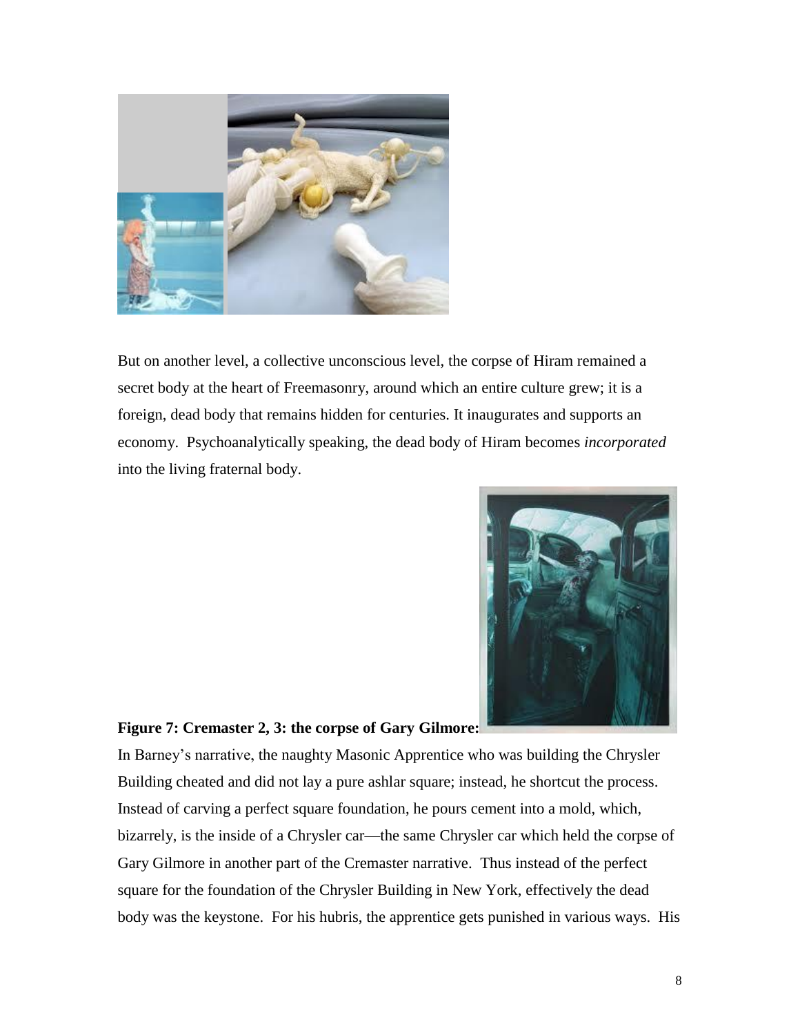But on another level, a collective unconscious level, the corpse of Hiram remained a secret body at the heart of Freemasonry, around which an entire culture grew; it is a foreign, dead body that remains hidden for centuries. It inaugurates and supports an economy. Psychoanalytically speaking, the dead body of Hiram becomes *incorporated* into the living fraternal body.

**Figure 7: Cremaster 2, 3: the corpse of Gary Gilmore:**

In Barney's narrative, the naughty Masonic Apprentice who was building the Chrysler Building cheated and did not lay a pure ashlar square; instead, he shortcut the process. Instead of carving a perfect square foundation, he pours cement into a mold, which, bizarrely, is the inside of a Chrysler car—the same Chrysler car which held the corpse of Gary Gilmore in another part of the Cremaster narrative. Thus instead of the perfect square for the foundation of the Chrysler Building in New York, effectively the dead body was the keystone. For his hubris, the apprentice gets punished in various ways. His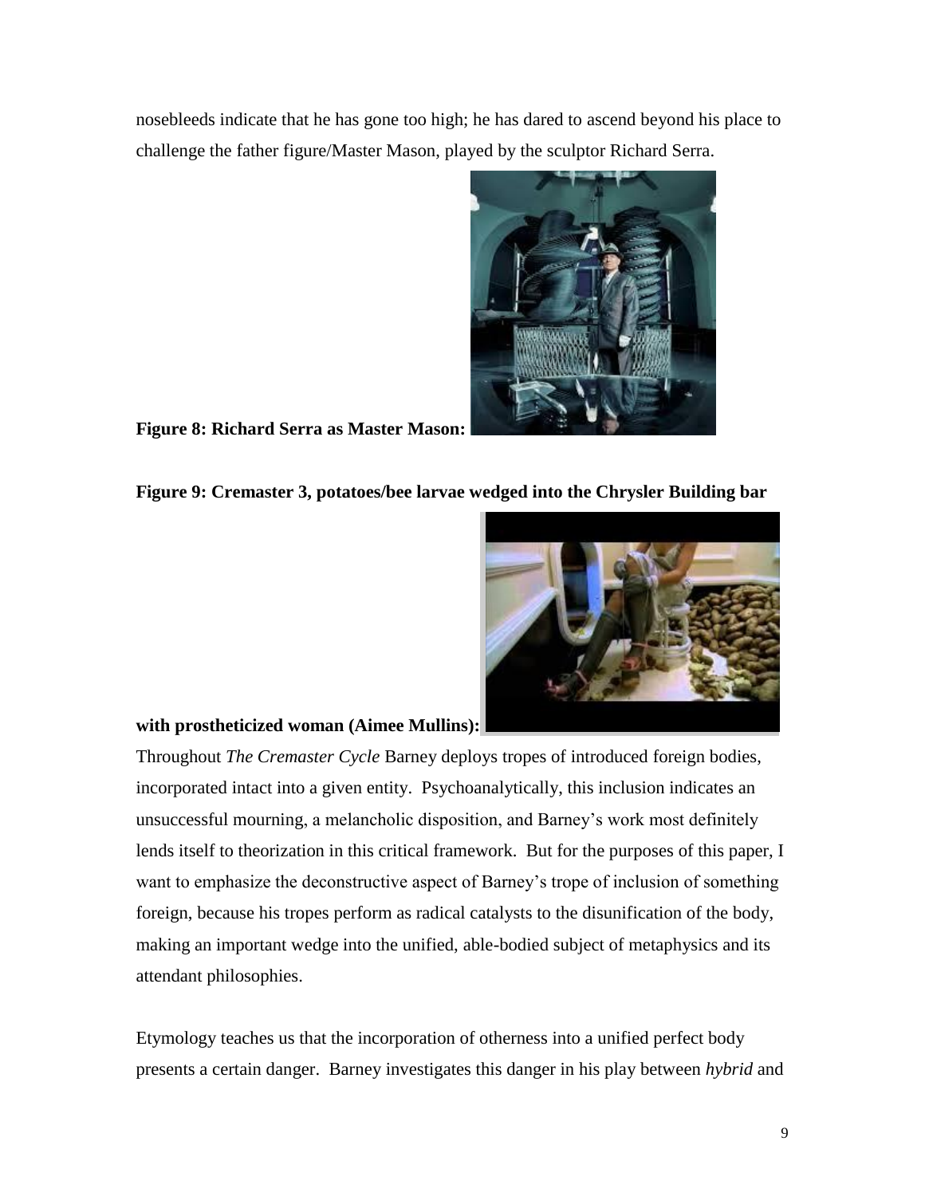nosebleeds indicate that he has gone too high; he has dared to ascend beyond his place to challenge the father figure/Master Mason, played by the sculptor Richard Serra.

**Figure 8: Richard Serra as Master Mason:**

**Figure 9: Cremaster 3, potatoes/bee larvae wedged into the Chrysler Building bar with prostheticized woman (Aimee Mullins):**

Throughout *The Cremaster Cycle* Barney deploys tropes of introduced foreign bodies, incorporated intact into a given entity. Psychoanalytically, this inclusion indicates an unsuccessful mourning, a melancholic disposition, and Barney's work most definitely lends itself to theorization in this critical framework. But for the purposes of this paper, I want to emphasize the deconstructive aspect of Barney's trope of inclusion of something foreign, because his tropes perform as radical catalysts to the disunification of the body, making an important wedge into the unified, able-bodied subject of metaphysics and its attendant philosophies.

Etymology teaches us that the incorporation of otherness into a unified perfect body presents a certain danger. Barney investigates this danger in his play between *hybrid* and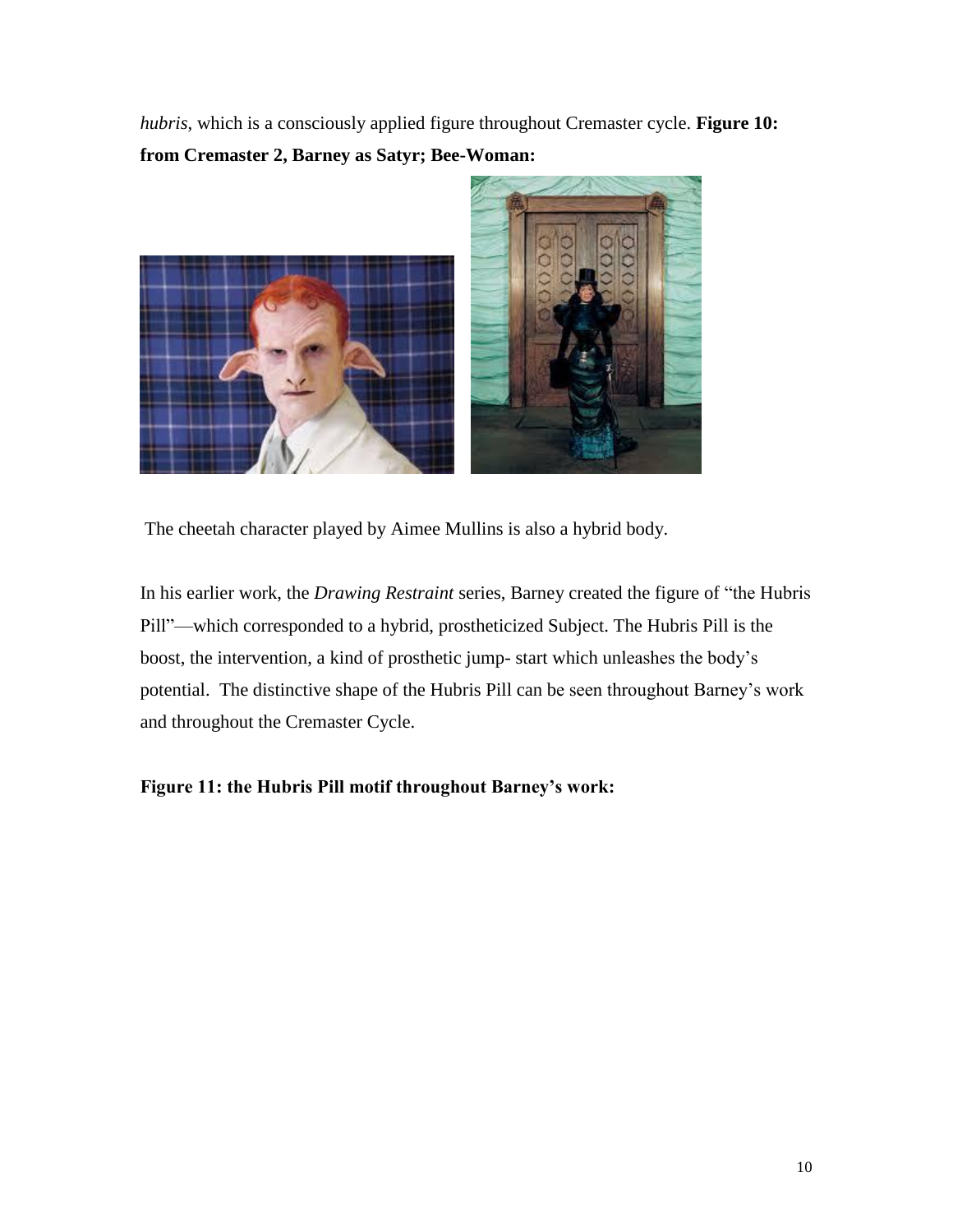*hubris*, which is a consciously applied figure throughout Cremaster cycle. **Figure 10: from Cremaster 2, Barney as Satyr; Bee-Woman:**

The cheetah character played by Aimee Mullins is also a hybrid body.

In his earlier work, the *Drawing Restraint* series, Barney created the figure of "the Hubris Pill"—which corresponded to a hybrid, prostheticized Subject. The Hubris Pill is the boost, the intervention, a kind of prosthetic jump- start which unleashes the body's potential. The distinctive shape of the Hubris Pill can be seen throughout Barney's work and throughout the Cremaster Cycle.

**Figure 11: the Hubris Pill motif throughout Barney's work:**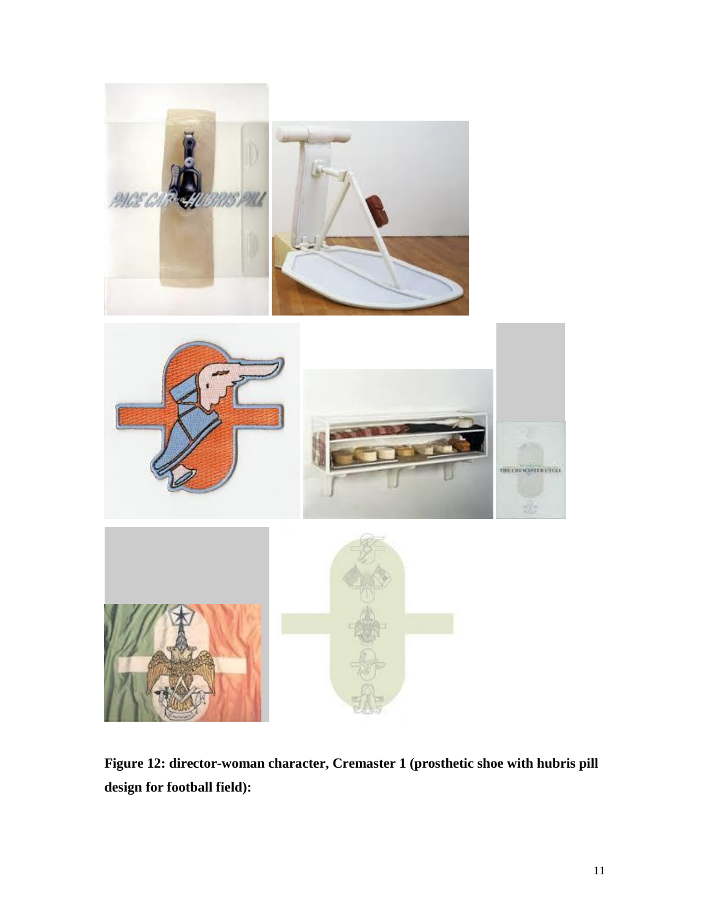**Figure 12: director-woman character, Cremaster 1 (prosthetic shoe with hubris pill design for football field):**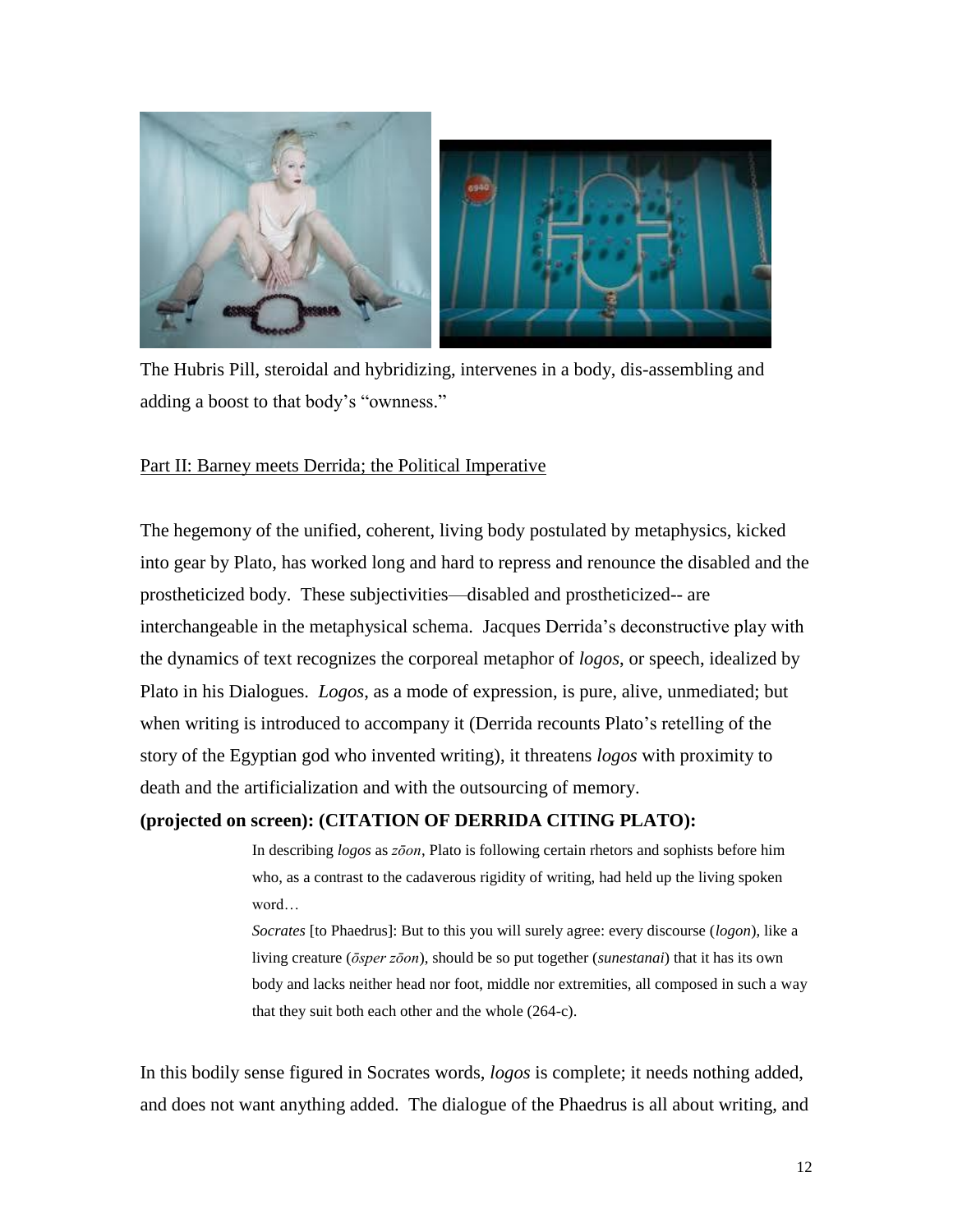The Hubris Pill, steroidal and hybridizing, intervenes in a body, dis-assembling and adding a boost to that body's "ownness."

Part II: Barney meets Derrida; the Political Imperative

The hegemony of the unified, coherent, living body postulated by metaphysics, kicked into gear by Plato, has worked long and hard to repress and renounce the disabled and the prostheticized body. These subjectivities—disabled and prostheticized-- are interchangeable in the metaphysical schema. Jacques Derrida's deconstructive play with the dynamics of text recognizes the corporeal metaphor of *logos*, or speech, idealized by Plato in his Dialogues. *Logos*, as a mode of expression, is pure, alive, unmediated; but when writing is introduced to accompany it (Derrida recounts Plato's retelling of the story of the Egyptian god who invented writing), it threatens *logos* with proximity to death and the artificialization and with the outsourcing of memory.

**(projected on screen): (CITATION OF DERRIDA CITING PLATO):**

> In describing *logos* as *zōon*, Plato is following certain rhetors and sophists before him who, as a contrast to the cadaverous rigidity of writing, had held up the living spoken word…
>
> *Socrates* [to Phaedrus]: But to this you will surely agree: every discourse (*logon*), like a living creature (*ōsper zōon*), should be so put together (*sunestanai*) that it has its own body and lacks neither head nor foot, middle nor extremities, all composed in such a way that they suit both each other and the whole (264-c).

In this bodily sense figured in Socrates words, *logos* is complete; it needs nothing added, and does not want anything added. The dialogue of the Phaedrus is all about writing, and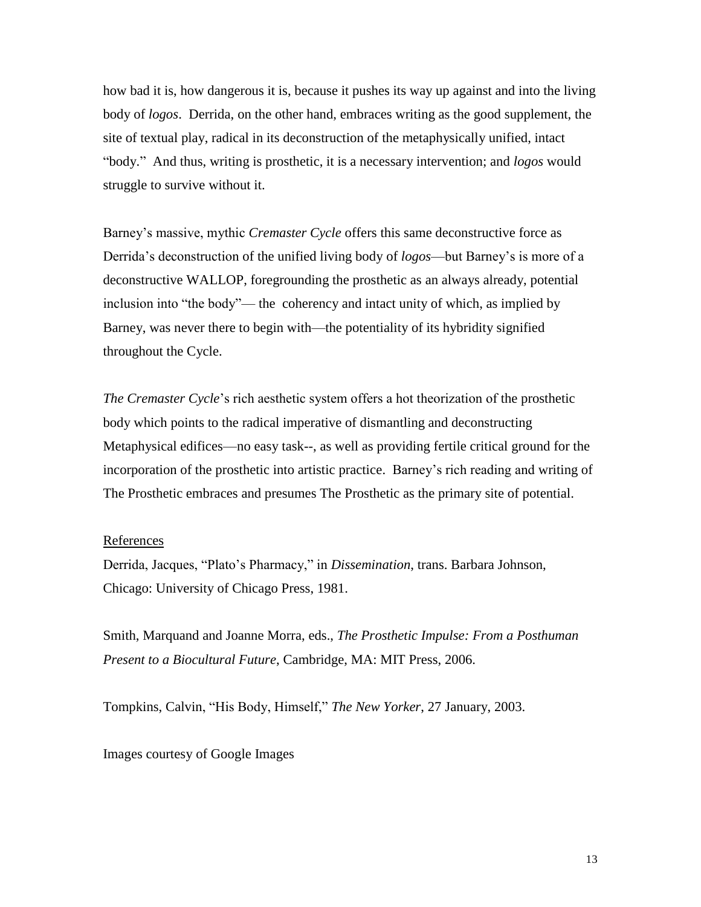how bad it is, how dangerous it is, because it pushes its way up against and into the living body of *logos*. Derrida, on the other hand, embraces writing as the good supplement, the site of textual play, radical in its deconstruction of the metaphysically unified, intact "body." And thus, writing is prosthetic, it is a necessary intervention; and *logos* would struggle to survive without it.

Barney's massive, mythic *Cremaster Cycle* offers this same deconstructive force as Derrida's deconstruction of the unified living body of *logos*—but Barney's is more of a deconstructive WALLOP, foregrounding the prosthetic as an always already, potential inclusion into "the body"— the coherency and intact unity of which, as implied by Barney, was never there to begin with—the potentiality of its hybridity signified throughout the Cycle.

*The Cremaster Cycle*'s rich aesthetic system offers a hot theorization of the prosthetic body which points to the radical imperative of dismantling and deconstructing Metaphysical edifices—no easy task--, as well as providing fertile critical ground for the incorporation of the prosthetic into artistic practice. Barney's rich reading and writing of The Prosthetic embraces and presumes The Prosthetic as the primary site of potential.

References

Derrida, Jacques, "Plato's Pharmacy," in *Dissemination*, trans. Barbara Johnson, Chicago: University of Chicago Press, 1981.

Smith, Marquand and Joanne Morra, eds., *The Prosthetic Impulse: From a Posthuman Present to a Biocultural Future*, Cambridge, MA: MIT Press, 2006.

Tompkins, Calvin, "His Body, Himself," *The New Yorker*, 27 January, 2003.

Images courtesy of Google Images